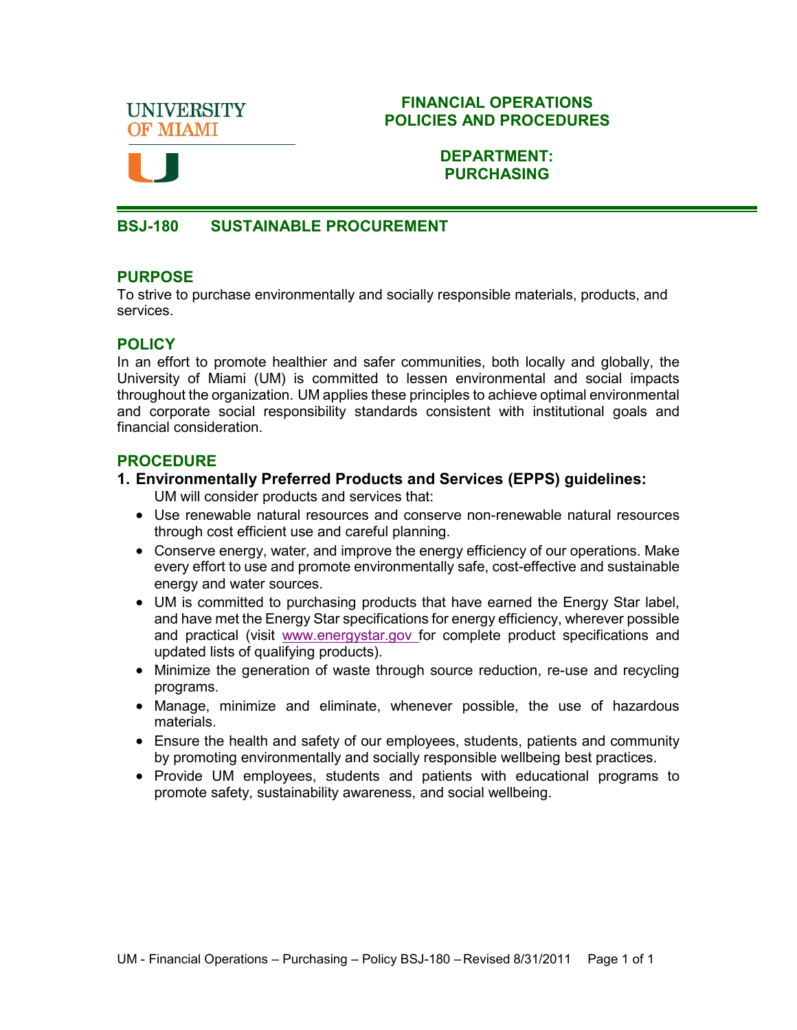**UNIVERSITY OF MIAMI**

**FINANCIAL OPERATIONS POLICIES AND PROCEDURES**

**DEPARTMENT: PURCHASING**

# BSJ-180 SUSTAINABLE PROCUREMENT

## PURPOSE

To strive to purchase environmentally and socially responsible materials, products, and services.

## POLICY

In an effort to promote healthier and safer communities, both locally and globally, the University of Miami (UM) is committed to lessen environmental and social impacts throughout the organization. UM applies these principles to achieve optimal environmental and corporate social responsibility standards consistent with institutional goals and financial consideration.

## PROCEDURE

### 1. Environmentally Preferred Products and Services (EPPS) guidelines:

UM will consider products and services that:

- Use renewable natural resources and conserve non-renewable natural resources through cost efficient use and careful planning.
- Conserve energy, water, and improve the energy efficiency of our operations. Make every effort to use and promote environmentally safe, cost-effective and sustainable energy and water sources.
- UM is committed to purchasing products that have earned the Energy Star label, and have met the Energy Star specifications for energy efficiency, wherever possible and practical (visit www.energystar.gov for complete product specifications and updated lists of qualifying products).
- Minimize the generation of waste through source reduction, re-use and recycling programs.
- Manage, minimize and eliminate, whenever possible, the use of hazardous materials.
- Ensure the health and safety of our employees, students, patients and community by promoting environmentally and socially responsible wellbeing best practices.
- Provide UM employees, students and patients with educational programs to promote safety, sustainability awareness, and social wellbeing.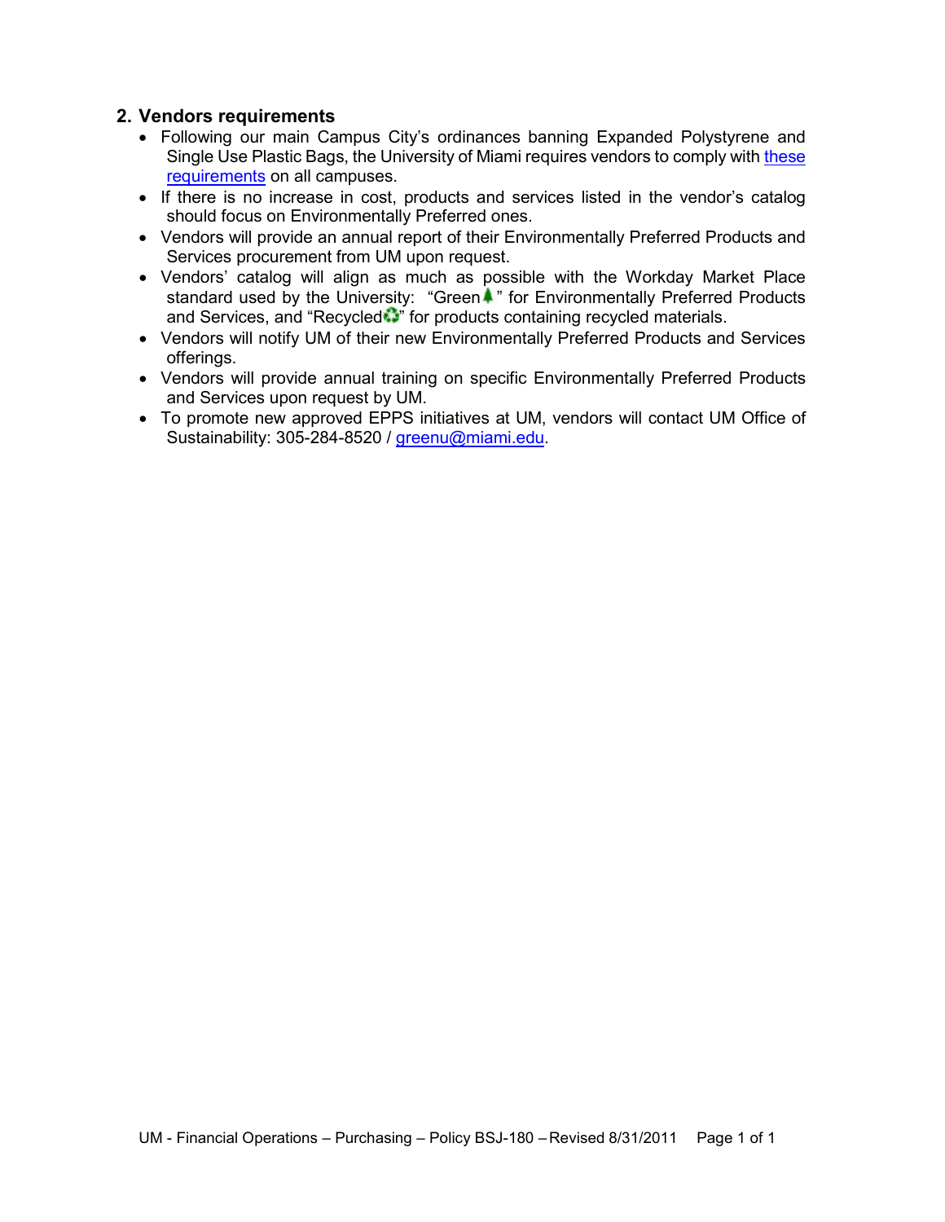## 2. Vendors requirements

- Following our main Campus City's ordinances banning Expanded Polystyrene and Single Use Plastic Bags, the University of Miami requires vendors to comply with these requirements on all campuses.
- If there is no increase in cost, products and services listed in the vendor's catalog should focus on Environmentally Preferred ones.
- Vendors will provide an annual report of their Environmentally Preferred Products and Services procurement from UM upon request.
- Vendors' catalog will align as much as possible with the Workday Market Place standard used by the University: "Green" for Environmentally Preferred Products and Services, and "Recycled" for products containing recycled materials.
- Vendors will notify UM of their new Environmentally Preferred Products and Services offerings.
- Vendors will provide annual training on specific Environmentally Preferred Products and Services upon request by UM.
- To promote new approved EPPS initiatives at UM, vendors will contact UM Office of Sustainability: 305-284-8520 / greenu@miami.edu.